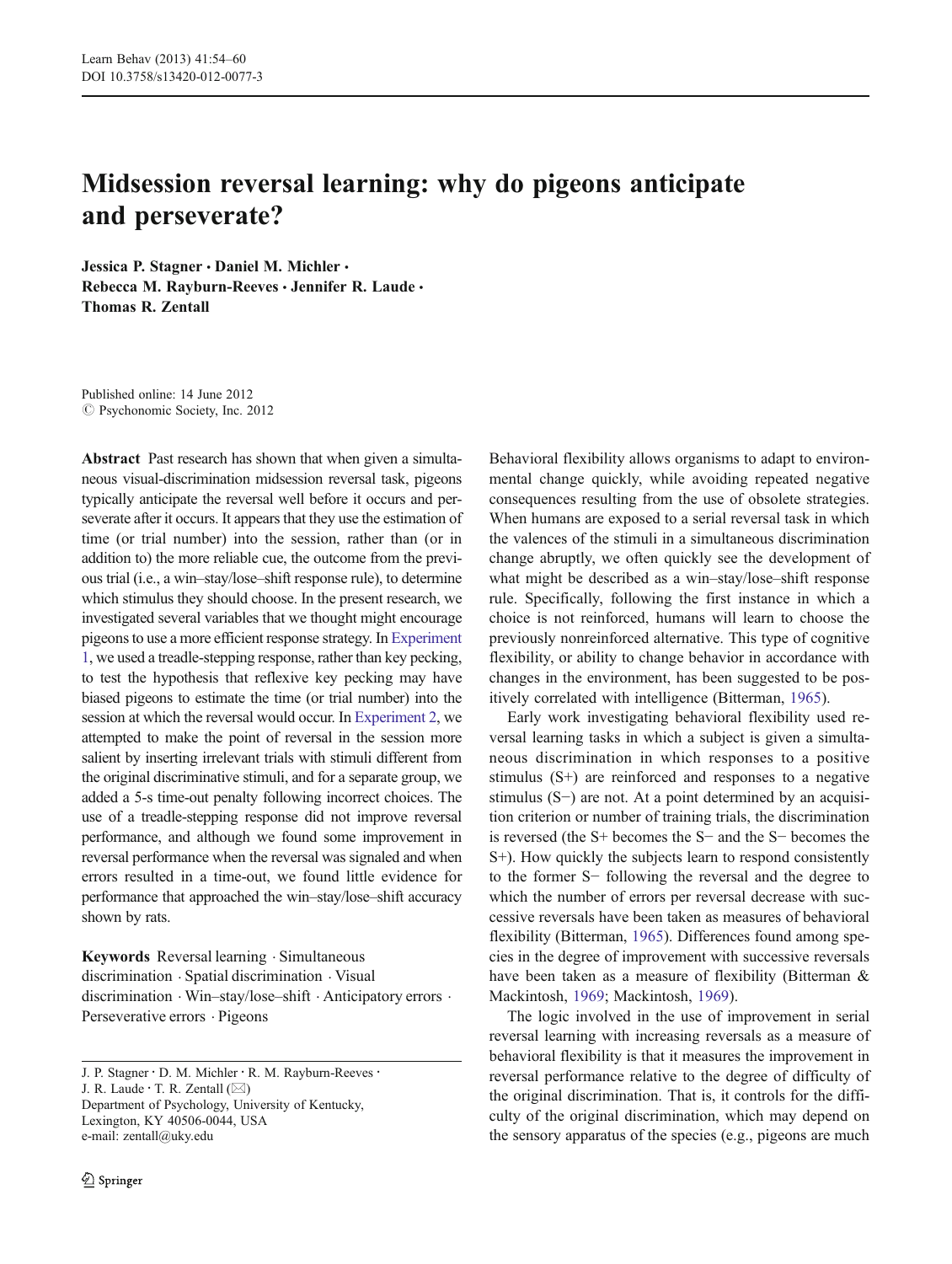# Midsession reversal learning: why do pigeons anticipate and perseverate?

**Jessica P. Stagner · Daniel M. Michler · Rebecca M. Rayburn-Reeves · Jennifer R. Laude · Thomas R. Zentall**

Published online: 14 June 2012
© Psychonomic Society, Inc. 2012

**Abstract** Past research has shown that when given a simultaneous visual-discrimination midsession reversal task, pigeons typically anticipate the reversal well before it occurs and perseverate after it occurs. It appears that they use the estimation of time (or trial number) into the session, rather than (or in addition to) the more reliable cue, the outcome from the previous trial (i.e., a win–stay/lose–shift response rule), to determine which stimulus they should choose. In the present research, we investigated several variables that we thought might encourage pigeons to use a more efficient response strategy. In Experiment 1, we used a treadle-stepping response, rather than key pecking, to test the hypothesis that reflexive key pecking may have biased pigeons to estimate the time (or trial number) into the session at which the reversal would occur. In Experiment 2, we attempted to make the point of reversal in the session more salient by inserting irrelevant trials with stimuli different from the original discriminative stimuli, and for a separate group, we added a 5-s time-out penalty following incorrect choices. The use of a treadle-stepping response did not improve reversal performance, and although we found some improvement in reversal performance when the reversal was signaled and when errors resulted in a time-out, we found little evidence for performance that approached the win–stay/lose–shift accuracy shown by rats.

**Keywords** Reversal learning · Simultaneous discrimination · Spatial discrimination · Visual discrimination · Win–stay/lose–shift · Anticipatory errors · Perseverative errors · Pigeons

J. P. Stagner · D. M. Michler · R. M. Rayburn-Reeves · J. R. Laude · T. R. Zentall (✉)
Department of Psychology, University of Kentucky,
Lexington, KY 40506-0044, USA
e-mail: zentall@uky.edu

Behavioral flexibility allows organisms to adapt to environmental change quickly, while avoiding repeated negative consequences resulting from the use of obsolete strategies. When humans are exposed to a serial reversal task in which the valences of the stimuli in a simultaneous discrimination change abruptly, we often quickly see the development of what might be described as a win–stay/lose–shift response rule. Specifically, following the first instance in which a choice is not reinforced, humans will learn to choose the previously nonreinforced alternative. This type of cognitive flexibility, or ability to change behavior in accordance with changes in the environment, has been suggested to be positively correlated with intelligence (Bitterman, 1965).

Early work investigating behavioral flexibility used reversal learning tasks in which a subject is given a simultaneous discrimination in which responses to a positive stimulus (S+) are reinforced and responses to a negative stimulus (S−) are not. At a point determined by an acquisition criterion or number of training trials, the discrimination is reversed (the S+ becomes the S− and the S− becomes the S+). How quickly the subjects learn to respond consistently to the former S− following the reversal and the degree to which the number of errors per reversal decrease with successive reversals have been taken as measures of behavioral flexibility (Bitterman, 1965). Differences found among species in the degree of improvement with successive reversals have been taken as a measure of flexibility (Bitterman & Mackintosh, 1969; Mackintosh, 1969).

The logic involved in the use of improvement in serial reversal learning with increasing reversals as a measure of behavioral flexibility is that it measures the improvement in reversal performance relative to the degree of difficulty of the original discrimination. That is, it controls for the difficulty of the original discrimination, which may depend on the sensory apparatus of the species (e.g., pigeons are much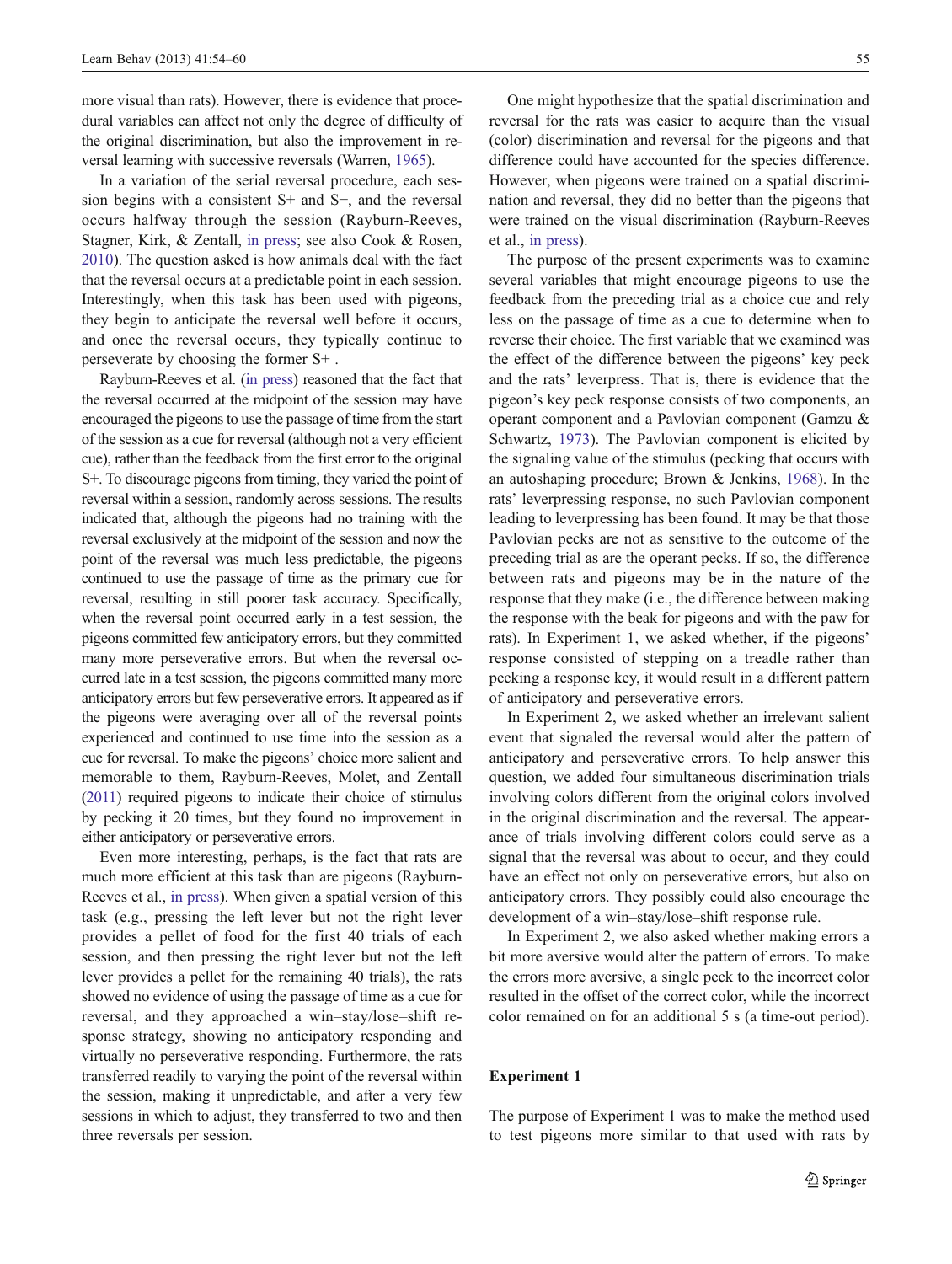more visual than rats). However, there is evidence that procedural variables can affect not only the degree of difficulty of the original discrimination, but also the improvement in reversal learning with successive reversals (Warren, 1965).

In a variation of the serial reversal procedure, each session begins with a consistent S+ and S−, and the reversal occurs halfway through the session (Rayburn-Reeves, Stagner, Kirk, & Zentall, in press; see also Cook & Rosen, 2010). The question asked is how animals deal with the fact that the reversal occurs at a predictable point in each session. Interestingly, when this task has been used with pigeons, they begin to anticipate the reversal well before it occurs, and once the reversal occurs, they typically continue to perseverate by choosing the former S+ .

Rayburn-Reeves et al. (in press) reasoned that the fact that the reversal occurred at the midpoint of the session may have encouraged the pigeons to use the passage of time from the start of the session as a cue for reversal (although not a very efficient cue), rather than the feedback from the first error to the original S+. To discourage pigeons from timing, they varied the point of reversal within a session, randomly across sessions. The results indicated that, although the pigeons had no training with the reversal exclusively at the midpoint of the session and now the point of the reversal was much less predictable, the pigeons continued to use the passage of time as the primary cue for reversal, resulting in still poorer task accuracy. Specifically, when the reversal point occurred early in a test session, the pigeons committed few anticipatory errors, but they committed many more perseverative errors. But when the reversal occurred late in a test session, the pigeons committed many more anticipatory errors but few perseverative errors. It appeared as if the pigeons were averaging over all of the reversal points experienced and continued to use time into the session as a cue for reversal. To make the pigeons' choice more salient and memorable to them, Rayburn-Reeves, Molet, and Zentall (2011) required pigeons to indicate their choice of stimulus by pecking it 20 times, but they found no improvement in either anticipatory or perseverative errors.

Even more interesting, perhaps, is the fact that rats are much more efficient at this task than are pigeons (Rayburn-Reeves et al., in press). When given a spatial version of this task (e.g., pressing the left lever but not the right lever provides a pellet of food for the first 40 trials of each session, and then pressing the right lever but not the left lever provides a pellet for the remaining 40 trials), the rats showed no evidence of using the passage of time as a cue for reversal, and they approached a win–stay/lose–shift response strategy, showing no anticipatory responding and virtually no perseverative responding. Furthermore, the rats transferred readily to varying the point of the reversal within the session, making it unpredictable, and after a very few sessions in which to adjust, they transferred to two and then three reversals per session.

One might hypothesize that the spatial discrimination and reversal for the rats was easier to acquire than the visual (color) discrimination and reversal for the pigeons and that difference could have accounted for the species difference. However, when pigeons were trained on a spatial discrimination and reversal, they did no better than the pigeons that were trained on the visual discrimination (Rayburn-Reeves et al., in press).

The purpose of the present experiments was to examine several variables that might encourage pigeons to use the feedback from the preceding trial as a choice cue and rely less on the passage of time as a cue to determine when to reverse their choice. The first variable that we examined was the effect of the difference between the pigeons' key peck and the rats' leverpress. That is, there is evidence that the pigeon's key peck response consists of two components, an operant component and a Pavlovian component (Gamzu & Schwartz, 1973). The Pavlovian component is elicited by the signaling value of the stimulus (pecking that occurs with an autoshaping procedure; Brown & Jenkins, 1968). In the rats' leverpressing response, no such Pavlovian component leading to leverpressing has been found. It may be that those Pavlovian pecks are not as sensitive to the outcome of the preceding trial as are the operant pecks. If so, the difference between rats and pigeons may be in the nature of the response that they make (i.e., the difference between making the response with the beak for pigeons and with the paw for rats). In Experiment 1, we asked whether, if the pigeons' response consisted of stepping on a treadle rather than pecking a response key, it would result in a different pattern of anticipatory and perseverative errors.

In Experiment 2, we asked whether an irrelevant salient event that signaled the reversal would alter the pattern of anticipatory and perseverative errors. To help answer this question, we added four simultaneous discrimination trials involving colors different from the original colors involved in the original discrimination and the reversal. The appearance of trials involving different colors could serve as a signal that the reversal was about to occur, and they could have an effect not only on perseverative errors, but also on anticipatory errors. They possibly could also encourage the development of a win–stay/lose–shift response rule.

In Experiment 2, we also asked whether making errors a bit more aversive would alter the pattern of errors. To make the errors more aversive, a single peck to the incorrect color resulted in the offset of the correct color, while the incorrect color remained on for an additional 5 s (a time-out period).

## Experiment 1

The purpose of Experiment 1 was to make the method used to test pigeons more similar to that used with rats by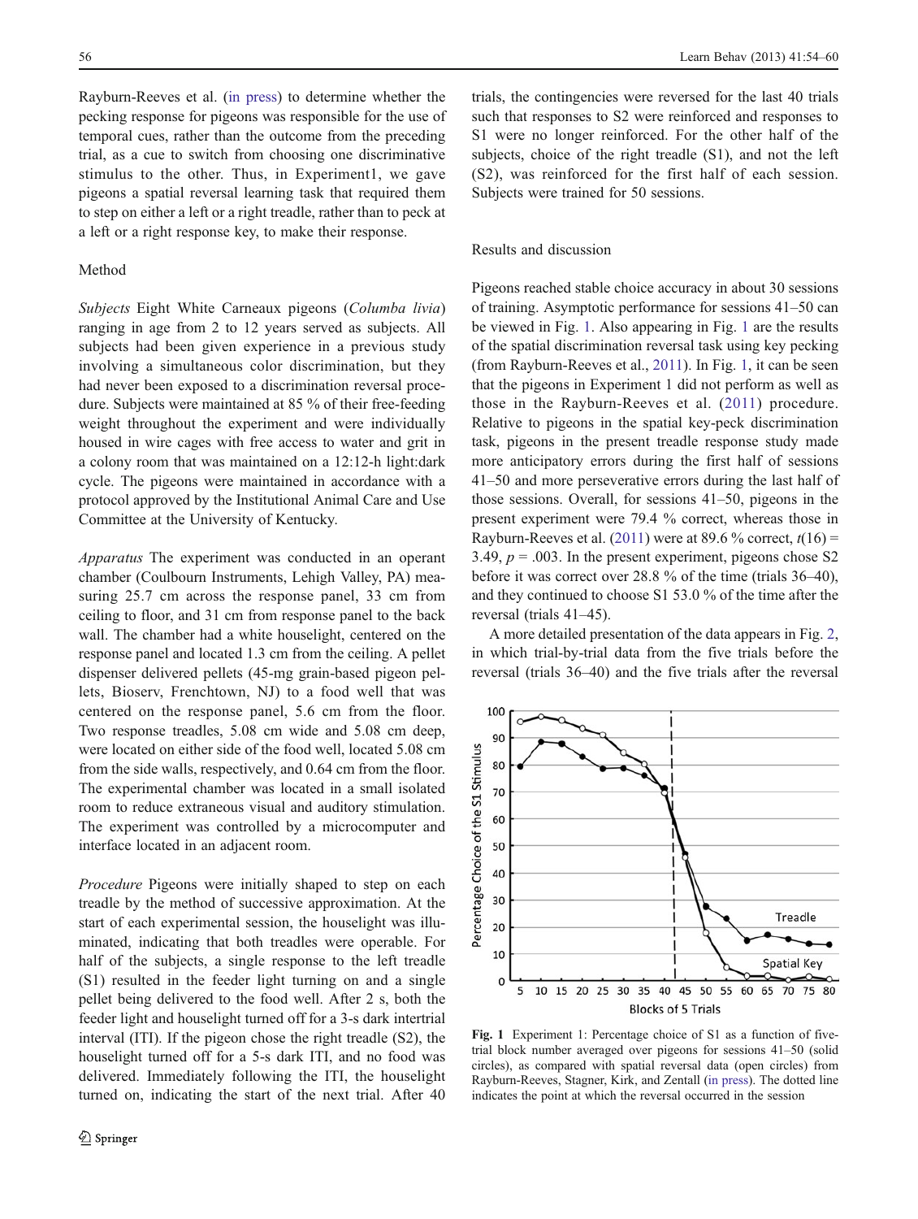Rayburn-Reeves et al. (in press) to determine whether the pecking response for pigeons was responsible for the use of temporal cues, rather than the outcome from the preceding trial, as a cue to switch from choosing one discriminative stimulus to the other. Thus, in Experiment1, we gave pigeons a spatial reversal learning task that required them to step on either a left or a right treadle, rather than to peck at a left or a right response key, to make their response.

### Method

*Subjects* Eight White Carneaux pigeons (*Columba livia*) ranging in age from 2 to 12 years served as subjects. All subjects had been given experience in a previous study involving a simultaneous color discrimination, but they had never been exposed to a discrimination reversal procedure. Subjects were maintained at 85 % of their free-feeding weight throughout the experiment and were individually housed in wire cages with free access to water and grit in a colony room that was maintained on a 12:12-h light:dark cycle. The pigeons were maintained in accordance with a protocol approved by the Institutional Animal Care and Use Committee at the University of Kentucky.

*Apparatus* The experiment was conducted in an operant chamber (Coulbourn Instruments, Lehigh Valley, PA) measuring 25.7 cm across the response panel, 33 cm from ceiling to floor, and 31 cm from response panel to the back wall. The chamber had a white houselight, centered on the response panel and located 1.3 cm from the ceiling. A pellet dispenser delivered pellets (45-mg grain-based pigeon pellets, Bioserv, Frenchtown, NJ) to a food well that was centered on the response panel, 5.6 cm from the floor. Two response treadles, 5.08 cm wide and 5.08 cm deep, were located on either side of the food well, located 5.08 cm from the side walls, respectively, and 0.64 cm from the floor. The experimental chamber was located in a small isolated room to reduce extraneous visual and auditory stimulation. The experiment was controlled by a microcomputer and interface located in an adjacent room.

*Procedure* Pigeons were initially shaped to step on each treadle by the method of successive approximation. At the start of each experimental session, the houselight was illuminated, indicating that both treadles were operable. For half of the subjects, a single response to the left treadle (S1) resulted in the feeder light turning on and a single pellet being delivered to the food well. After 2 s, both the feeder light and houselight turned off for a 3-s dark intertrial interval (ITI). If the pigeon chose the right treadle (S2), the houselight turned off for a 5-s dark ITI, and no food was delivered. Immediately following the ITI, the houselight turned on, indicating the start of the next trial. After 40 trials, the contingencies were reversed for the last 40 trials such that responses to S2 were reinforced and responses to S1 were no longer reinforced. For the other half of the subjects, choice of the right treadle (S1), and not the left (S2), was reinforced for the first half of each session. Subjects were trained for 50 sessions.

### Results and discussion

Pigeons reached stable choice accuracy in about 30 sessions of training. Asymptotic performance for sessions 41–50 can be viewed in Fig. 1. Also appearing in Fig. 1 are the results of the spatial discrimination reversal task using key pecking (from Rayburn-Reeves et al., 2011). In Fig. 1, it can be seen that the pigeons in Experiment 1 did not perform as well as those in the Rayburn-Reeves et al. (2011) procedure. Relative to pigeons in the spatial key-peck discrimination task, pigeons in the present treadle response study made more anticipatory errors during the first half of sessions 41–50 and more perseverative errors during the last half of those sessions. Overall, for sessions 41–50, pigeons in the present experiment were 79.4 % correct, whereas those in Rayburn-Reeves et al. (2011) were at 89.6 % correct, $t(16) = 3.49$, $p = .003$. In the present experiment, pigeons chose S2 before it was correct over 28.8 % of the time (trials 36–40), and they continued to choose S1 53.0 % of the time after the reversal (trials 41–45).

A more detailed presentation of the data appears in Fig. 2, in which trial-by-trial data from the five trials before the reversal (trials 36–40) and the five trials after the reversal

Fig. 1 Experiment 1: Percentage choice of S1 as a function of five-trial block number averaged over pigeons for sessions 41–50 (solid circles), as compared with spatial reversal data (open circles) from Rayburn-Reeves, Stagner, Kirk, and Zentall (in press). The dotted line indicates the point at which the reversal occurred in the session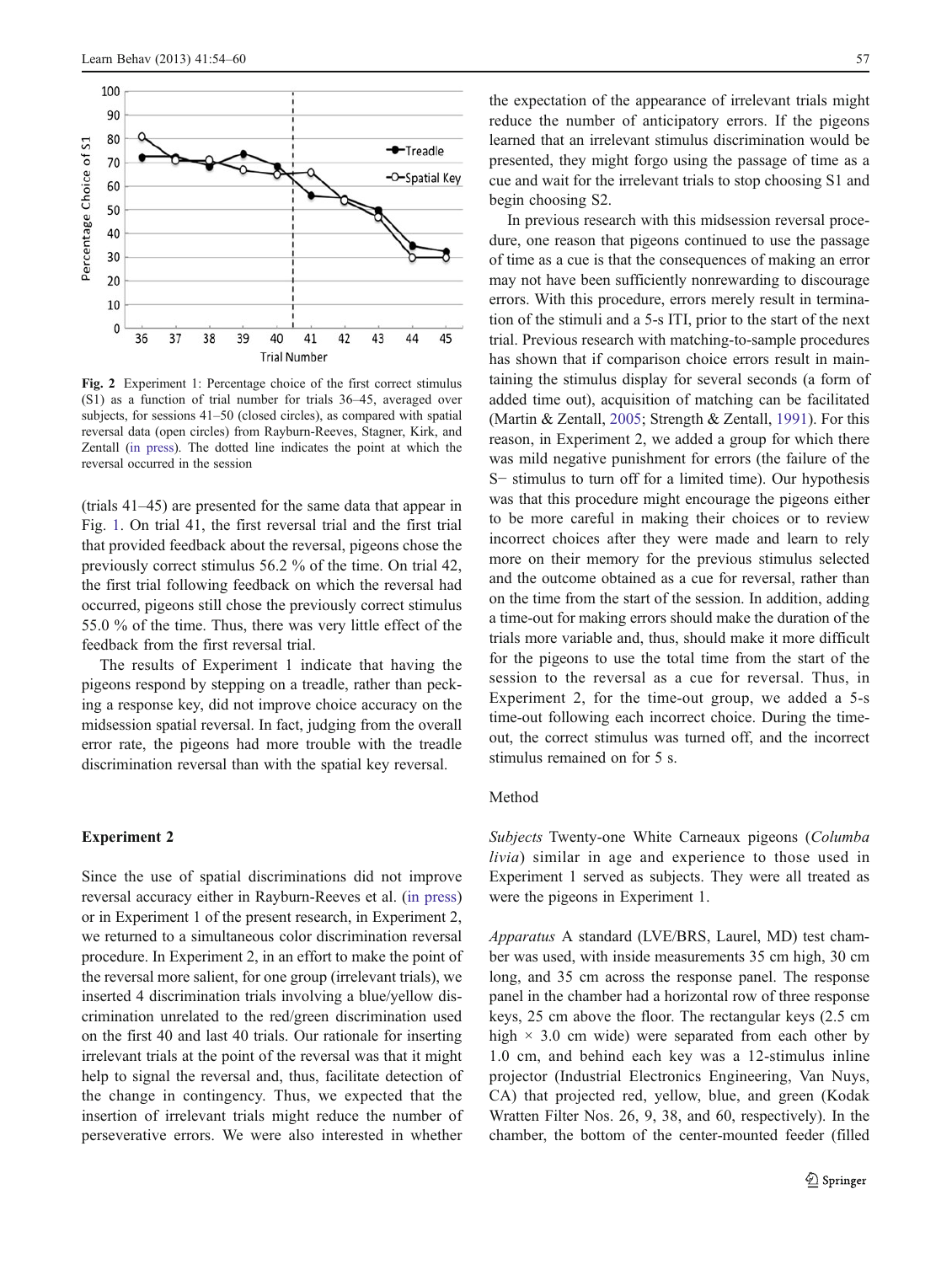Fig. 2 Experiment 1: Percentage choice of the first correct stimulus (S1) as a function of trial number for trials 36–45, averaged over subjects, for sessions 41–50 (closed circles), as compared with spatial reversal data (open circles) from Rayburn-Reeves, Stagner, Kirk, and Zentall (in press). The dotted line indicates the point at which the reversal occurred in the session

(trials 41–45) are presented for the same data that appear in Fig. 1. On trial 41, the first reversal trial and the first trial that provided feedback about the reversal, pigeons chose the previously correct stimulus 56.2 % of the time. On trial 42, the first trial following feedback on which the reversal had occurred, pigeons still chose the previously correct stimulus 55.0 % of the time. Thus, there was very little effect of the feedback from the first reversal trial.

The results of Experiment 1 indicate that having the pigeons respond by stepping on a treadle, rather than pecking a response key, did not improve choice accuracy on the midsession spatial reversal. In fact, judging from the overall error rate, the pigeons had more trouble with the treadle discrimination reversal than with the spatial key reversal.

## Experiment 2

Since the use of spatial discriminations did not improve reversal accuracy either in Rayburn-Reeves et al. (in press) or in Experiment 1 of the present research, in Experiment 2, we returned to a simultaneous color discrimination reversal procedure. In Experiment 2, in an effort to make the point of the reversal more salient, for one group (irrelevant trials), we inserted 4 discrimination trials involving a blue/yellow discrimination unrelated to the red/green discrimination used on the first 40 and last 40 trials. Our rationale for inserting irrelevant trials at the point of the reversal was that it might help to signal the reversal and, thus, facilitate detection of the change in contingency. Thus, we expected that the insertion of irrelevant trials might reduce the number of perseverative errors. We were also interested in whether the expectation of the appearance of irrelevant trials might reduce the number of anticipatory errors. If the pigeons learned that an irrelevant stimulus discrimination would be presented, they might forgo using the passage of time as a cue and wait for the irrelevant trials to stop choosing S1 and begin choosing S2.

In previous research with this midsession reversal procedure, one reason that pigeons continued to use the passage of time as a cue is that the consequences of making an error may not have been sufficiently nonrewarding to discourage errors. With this procedure, errors merely result in termination of the stimuli and a 5-s ITI, prior to the start of the next trial. Previous research with matching-to-sample procedures has shown that if comparison choice errors result in maintaining the stimulus display for several seconds (a form of added time out), acquisition of matching can be facilitated (Martin & Zentall, 2005; Strength & Zentall, 1991). For this reason, in Experiment 2, we added a group for which there was mild negative punishment for errors (the failure of the S− stimulus to turn off for a limited time). Our hypothesis was that this procedure might encourage the pigeons either to be more careful in making their choices or to review incorrect choices after they were made and learn to rely more on their memory for the previous stimulus selected and the outcome obtained as a cue for reversal, rather than on the time from the start of the session. In addition, adding a time-out for making errors should make the duration of the trials more variable and, thus, should make it more difficult for the pigeons to use the total time from the start of the session to the reversal as a cue for reversal. Thus, in Experiment 2, for the time-out group, we added a 5-s time-out following each incorrect choice. During the time-out, the correct stimulus was turned off, and the incorrect stimulus remained on for 5 s.

### Method

*Subjects* Twenty-one White Carneaux pigeons (*Columba livia*) similar in age and experience to those used in Experiment 1 served as subjects. They were all treated as were the pigeons in Experiment 1.

*Apparatus* A standard (LVE/BRS, Laurel, MD) test chamber was used, with inside measurements 35 cm high, 30 cm long, and 35 cm across the response panel. The response panel in the chamber had a horizontal row of three response keys, 25 cm above the floor. The rectangular keys (2.5 cm high × 3.0 cm wide) were separated from each other by 1.0 cm, and behind each key was a 12-stimulus inline projector (Industrial Electronics Engineering, Van Nuys, CA) that projected red, yellow, blue, and green (Kodak Wratten Filter Nos. 26, 9, 38, and 60, respectively). In the chamber, the bottom of the center-mounted feeder (filled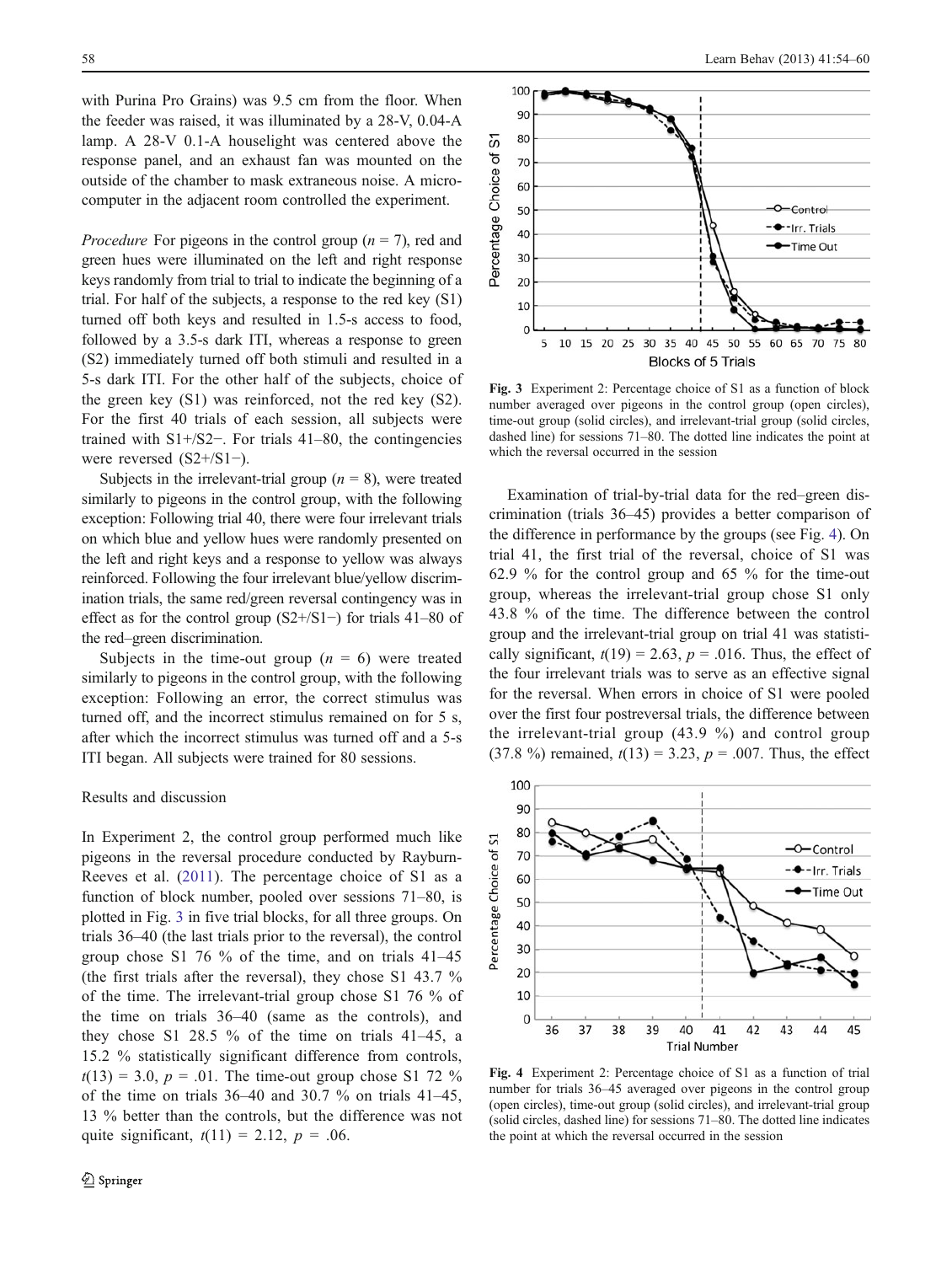with Purina Pro Grains) was 9.5 cm from the floor. When the feeder was raised, it was illuminated by a 28-V, 0.04-A lamp. A 28-V 0.1-A houselight was centered above the response panel, and an exhaust fan was mounted on the outside of the chamber to mask extraneous noise. A microcomputer in the adjacent room controlled the experiment.

*Procedure* For pigeons in the control group ($n = 7$), red and green hues were illuminated on the left and right response keys randomly from trial to trial to indicate the beginning of a trial. For half of the subjects, a response to the red key (S1) turned off both keys and resulted in 1.5-s access to food, followed by a 3.5-s dark ITI, whereas a response to green (S2) immediately turned off both stimuli and resulted in a 5-s dark ITI. For the other half of the subjects, choice of the green key (S1) was reinforced, not the red key (S2). For the first 40 trials of each session, all subjects were trained with S1+/S2−. For trials 41–80, the contingencies were reversed (S2+/S1−).

Subjects in the irrelevant-trial group ($n = 8$), were treated similarly to pigeons in the control group, with the following exception: Following trial 40, there were four irrelevant trials on which blue and yellow hues were randomly presented on the left and right keys and a response to yellow was always reinforced. Following the four irrelevant blue/yellow discrimination trials, the same red/green reversal contingency was in effect as for the control group (S2+/S1−) for trials 41–80 of the red–green discrimination.

Subjects in the time-out group ($n = 6$) were treated similarly to pigeons in the control group, with the following exception: Following an error, the correct stimulus was turned off, and the incorrect stimulus remained on for 5 s, after which the incorrect stimulus was turned off and a 5-s ITI began. All subjects were trained for 80 sessions.

## Results and discussion

In Experiment 2, the control group performed much like pigeons in the reversal procedure conducted by Rayburn-Reeves et al. (2011). The percentage choice of S1 as a function of block number, pooled over sessions 71–80, is plotted in Fig. 3 in five trial blocks, for all three groups. On trials 36–40 (the last trials prior to the reversal), the control group chose S1 76 % of the time, and on trials 41–45 (the first trials after the reversal), they chose S1 43.7 % of the time. The irrelevant-trial group chose S1 76 % of the time on trials 36–40 (same as the controls), and they chose S1 28.5 % of the time on trials 41–45, a 15.2 % statistically significant difference from controls, $t(13) = 3.0$, $p = .01$. The time-out group chose S1 72 % of the time on trials 36–40 and 30.7 % on trials 41–45, 13 % better than the controls, but the difference was not quite significant, $t(11) = 2.12$, $p = .06$.

Fig. 3 Experiment 2: Percentage choice of S1 as a function of block number averaged over pigeons in the control group (open circles), time-out group (solid circles), and irrelevant-trial group (solid circles, dashed line) for sessions 71–80. The dotted line indicates the point at which the reversal occurred in the session

Examination of trial-by-trial data for the red–green discrimination (trials 36–45) provides a better comparison of the difference in performance by the groups (see Fig. 4). On trial 41, the first trial of the reversal, choice of S1 was 62.9 % for the control group and 65 % for the time-out group, whereas the irrelevant-trial group chose S1 only 43.8 % of the time. The difference between the control group and the irrelevant-trial group on trial 41 was statistically significant, $t(19) = 2.63$, $p = .016$. Thus, the effect of the four irrelevant trials was to serve as an effective signal for the reversal. When errors in choice of S1 were pooled over the first four postreversal trials, the difference between the irrelevant-trial group (43.9 %) and control group (37.8 %) remained, $t(13) = 3.23$, $p = .007$. Thus, the effect

Fig. 4 Experiment 2: Percentage choice of S1 as a function of trial number for trials 36–45 averaged over pigeons in the control group (open circles), time-out group (solid circles), and irrelevant-trial group (solid circles, dashed line) for sessions 71–80. The dotted line indicates the point at which the reversal occurred in the session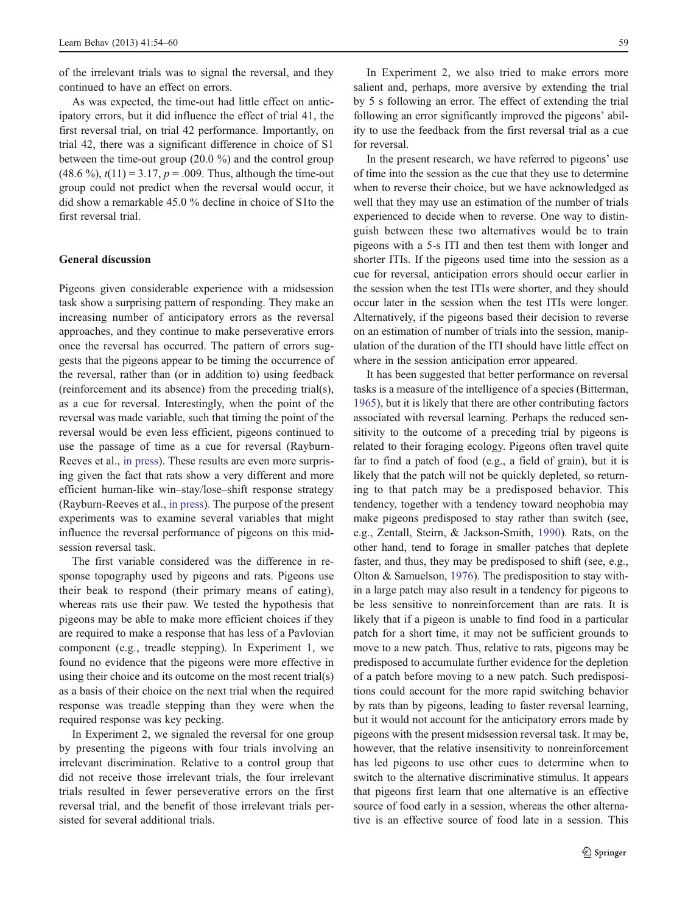of the irrelevant trials was to signal the reversal, and they continued to have an effect on errors.

As was expected, the time-out had little effect on anticipatory errors, but it did influence the effect of trial 41, the first reversal trial, on trial 42 performance. Importantly, on trial 42, there was a significant difference in choice of S1 between the time-out group (20.0 %) and the control group (48.6 %), $t(11) = 3.17$, $p = .009$. Thus, although the time-out group could not predict when the reversal would occur, it did show a remarkable 45.0 % decline in choice of S1to the first reversal trial.

## General discussion

Pigeons given considerable experience with a midsession task show a surprising pattern of responding. They make an increasing number of anticipatory errors as the reversal approaches, and they continue to make perseverative errors once the reversal has occurred. The pattern of errors suggests that the pigeons appear to be timing the occurrence of the reversal, rather than (or in addition to) using feedback (reinforcement and its absence) from the preceding trial(s), as a cue for reversal. Interestingly, when the point of the reversal was made variable, such that timing the point of the reversal would be even less efficient, pigeons continued to use the passage of time as a cue for reversal (Rayburn-Reeves et al., in press). These results are even more surprising given the fact that rats show a very different and more efficient human-like win–stay/lose–shift response strategy (Rayburn-Reeves et al., in press). The purpose of the present experiments was to examine several variables that might influence the reversal performance of pigeons on this midsession reversal task.

The first variable considered was the difference in response topography used by pigeons and rats. Pigeons use their beak to respond (their primary means of eating), whereas rats use their paw. We tested the hypothesis that pigeons may be able to make more efficient choices if they are required to make a response that has less of a Pavlovian component (e.g., treadle stepping). In Experiment 1, we found no evidence that the pigeons were more effective in using their choice and its outcome on the most recent trial(s) as a basis of their choice on the next trial when the required response was treadle stepping than they were when the required response was key pecking.

In Experiment 2, we signaled the reversal for one group by presenting the pigeons with four trials involving an irrelevant discrimination. Relative to a control group that did not receive those irrelevant trials, the four irrelevant trials resulted in fewer perseverative errors on the first reversal trial, and the benefit of those irrelevant trials persisted for several additional trials.

In Experiment 2, we also tried to make errors more salient and, perhaps, more aversive by extending the trial by 5 s following an error. The effect of extending the trial following an error significantly improved the pigeons' ability to use the feedback from the first reversal trial as a cue for reversal.

In the present research, we have referred to pigeons' use of time into the session as the cue that they use to determine when to reverse their choice, but we have acknowledged as well that they may use an estimation of the number of trials experienced to decide when to reverse. One way to distinguish between these two alternatives would be to train pigeons with a 5-s ITI and then test them with longer and shorter ITIs. If the pigeons used time into the session as a cue for reversal, anticipation errors should occur earlier in the session when the test ITIs were shorter, and they should occur later in the session when the test ITIs were longer. Alternatively, if the pigeons based their decision to reverse on an estimation of number of trials into the session, manipulation of the duration of the ITI should have little effect on where in the session anticipation error appeared.

It has been suggested that better performance on reversal tasks is a measure of the intelligence of a species (Bitterman, 1965), but it is likely that there are other contributing factors associated with reversal learning. Perhaps the reduced sensitivity to the outcome of a preceding trial by pigeons is related to their foraging ecology. Pigeons often travel quite far to find a patch of food (e.g., a field of grain), but it is likely that the patch will not be quickly depleted, so returning to that patch may be a predisposed behavior. This tendency, together with a tendency toward neophobia may make pigeons predisposed to stay rather than switch (see, e.g., Zentall, Steirn, & Jackson-Smith, 1990). Rats, on the other hand, tend to forage in smaller patches that deplete faster, and thus, they may be predisposed to shift (see, e.g., Olton & Samuelson, 1976). The predisposition to stay within a large patch may also result in a tendency for pigeons to be less sensitive to nonreinforcement than are rats. It is likely that if a pigeon is unable to find food in a particular patch for a short time, it may not be sufficient grounds to move to a new patch. Thus, relative to rats, pigeons may be predisposed to accumulate further evidence for the depletion of a patch before moving to a new patch. Such predispositions could account for the more rapid switching behavior by rats than by pigeons, leading to faster reversal learning, but it would not account for the anticipatory errors made by pigeons with the present midsession reversal task. It may be, however, that the relative insensitivity to nonreinforcement has led pigeons to use other cues to determine when to switch to the alternative discriminative stimulus. It appears that pigeons first learn that one alternative is an effective source of food early in a session, whereas the other alternative is an effective source of food late in a session. This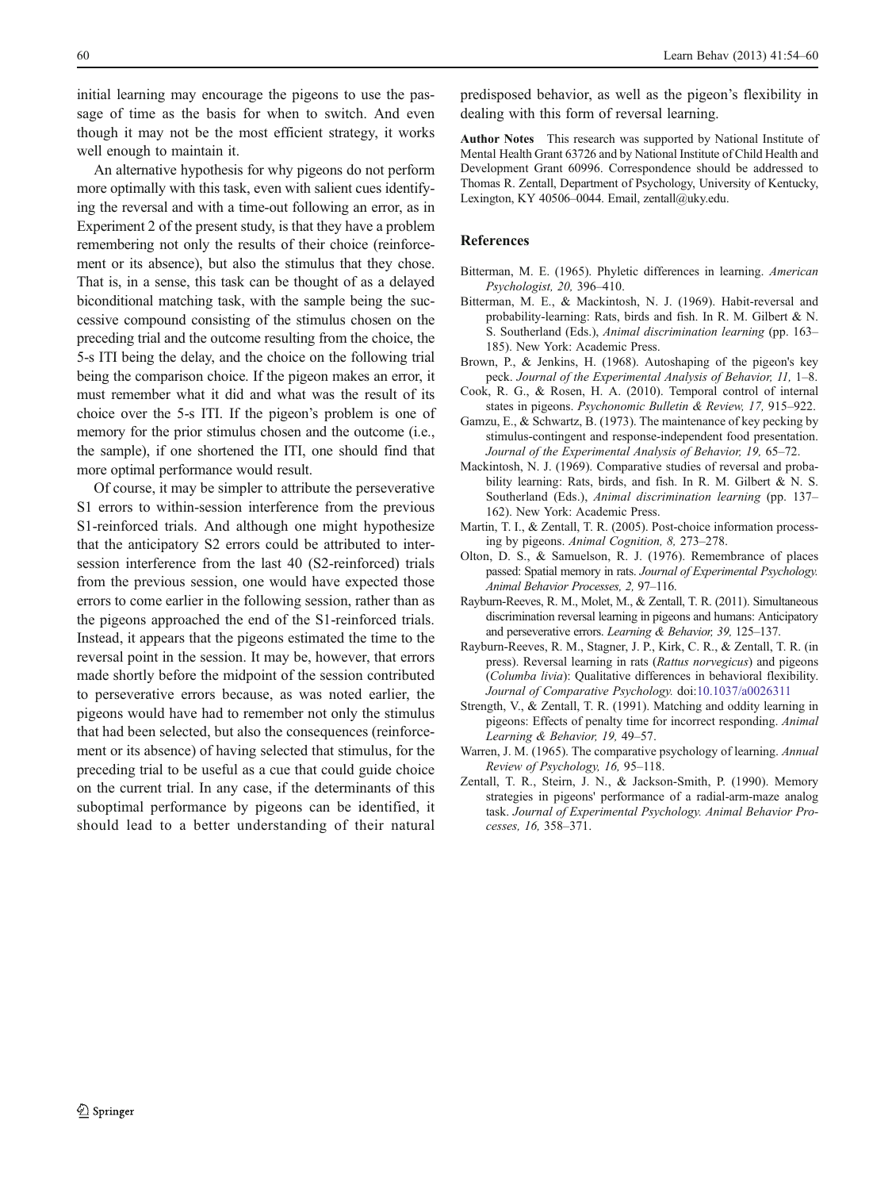initial learning may encourage the pigeons to use the passage of time as the basis for when to switch. And even though it may not be the most efficient strategy, it works well enough to maintain it.

An alternative hypothesis for why pigeons do not perform more optimally with this task, even with salient cues identifying the reversal and with a time-out following an error, as in Experiment 2 of the present study, is that they have a problem remembering not only the results of their choice (reinforcement or its absence), but also the stimulus that they chose. That is, in a sense, this task can be thought of as a delayed biconditional matching task, with the sample being the successive compound consisting of the stimulus chosen on the preceding trial and the outcome resulting from the choice, the 5-s ITI being the delay, and the choice on the following trial being the comparison choice. If the pigeon makes an error, it must remember what it did and what was the result of its choice over the 5-s ITI. If the pigeon's problem is one of memory for the prior stimulus chosen and the outcome (i.e., the sample), if one shortened the ITI, one should find that more optimal performance would result.

Of course, it may be simpler to attribute the perseverative S1 errors to within-session interference from the previous S1-reinforced trials. And although one might hypothesize that the anticipatory S2 errors could be attributed to inter-session interference from the last 40 (S2-reinforced) trials from the previous session, one would have expected those errors to come earlier in the following session, rather than as the pigeons approached the end of the S1-reinforced trials. Instead, it appears that the pigeons estimated the time to the reversal point in the session. It may be, however, that errors made shortly before the midpoint of the session contributed to perseverative errors because, as was noted earlier, the pigeons would have had to remember not only the stimulus that had been selected, but also the consequences (reinforcement or its absence) of having selected that stimulus, for the preceding trial to be useful as a cue that could guide choice on the current trial. In any case, if the determinants of this suboptimal performance by pigeons can be identified, it should lead to a better understanding of their natural predisposed behavior, as well as the pigeon's flexibility in dealing with this form of reversal learning.

**Author Notes** This research was supported by National Institute of Mental Health Grant 63726 and by National Institute of Child Health and Development Grant 60996. Correspondence should be addressed to Thomas R. Zentall, Department of Psychology, University of Kentucky, Lexington, KY 40506–0044. Email, zentall@uky.edu.

## References

Bitterman, M. E. (1965). Phyletic differences in learning. *American Psychologist, 20,* 396–410.

Bitterman, M. E., & Mackintosh, N. J. (1969). Habit-reversal and probability-learning: Rats, birds and fish. In R. M. Gilbert & N. S. Southerland (Eds.), *Animal discrimination learning* (pp. 163–185). New York: Academic Press.

Brown, P., & Jenkins, H. (1968). Autoshaping of the pigeon's key peck. *Journal of the Experimental Analysis of Behavior, 11,* 1–8.

Cook, R. G., & Rosen, H. A. (2010). Temporal control of internal states in pigeons. *Psychonomic Bulletin & Review, 17,* 915–922.

Gamzu, E., & Schwartz, B. (1973). The maintenance of key pecking by stimulus-contingent and response-independent food presentation. *Journal of the Experimental Analysis of Behavior, 19,* 65–72.

Mackintosh, N. J. (1969). Comparative studies of reversal and probability learning: Rats, birds, and fish. In R. M. Gilbert & N. S. Southerland (Eds.), *Animal discrimination learning* (pp. 137–162). New York: Academic Press.

Martin, T. I., & Zentall, T. R. (2005). Post-choice information processing by pigeons. *Animal Cognition, 8,* 273–278.

Olton, D. S., & Samuelson, R. J. (1976). Remembrance of places passed: Spatial memory in rats. *Journal of Experimental Psychology. Animal Behavior Processes, 2,* 97–116.

Rayburn-Reeves, R. M., Molet, M., & Zentall, T. R. (2011). Simultaneous discrimination reversal learning in pigeons and humans: Anticipatory and perseverative errors. *Learning & Behavior, 39,* 125–137.

Rayburn-Reeves, R. M., Stagner, J. P., Kirk, C. R., & Zentall, T. R. (in press). Reversal learning in rats (*Rattus norvegicus*) and pigeons (*Columba livia*): Qualitative differences in behavioral flexibility. *Journal of Comparative Psychology.* doi:10.1037/a0026311

Strength, V., & Zentall, T. R. (1991). Matching and oddity learning in pigeons: Effects of penalty time for incorrect responding. *Animal Learning & Behavior, 19,* 49–57.

Warren, J. M. (1965). The comparative psychology of learning. *Annual Review of Psychology, 16,* 95–118.

Zentall, T. R., Steirn, J. N., & Jackson-Smith, P. (1990). Memory strategies in pigeons' performance of a radial-arm-maze analog task. *Journal of Experimental Psychology. Animal Behavior Processes, 16,* 358–371.